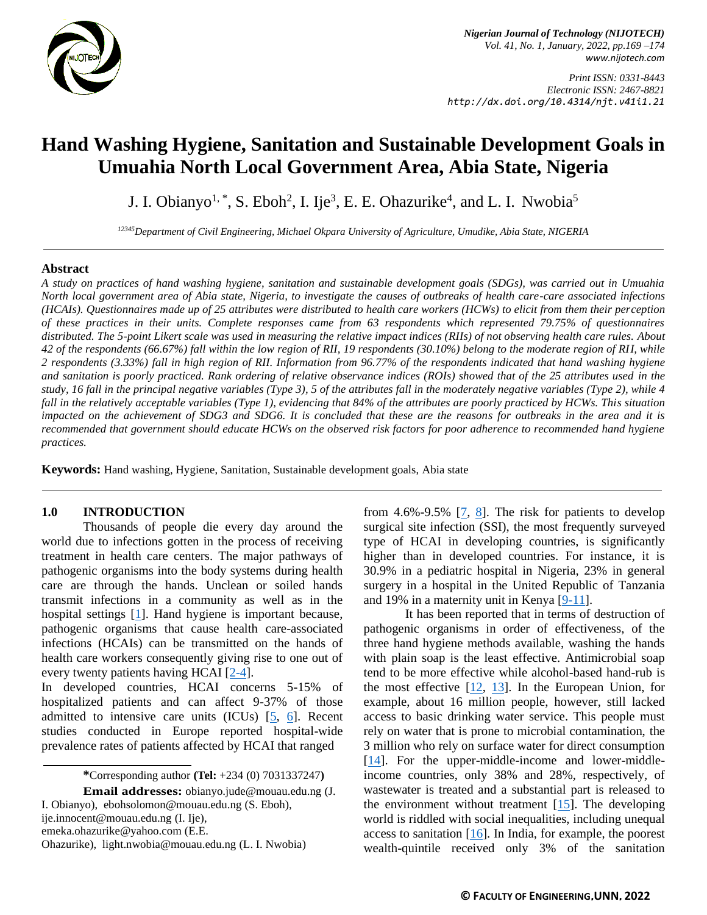# Hand Washing Hygiene, Sanitation and Sustainable Development Goals in Umuahia North Local Government Area, Abia State, Nigeria

J. I. Obianyo[1, *], S. Eboh[2], I. Ije[3], E. E. Ohazurike[4], and L. I. Nwobia[5]

[12345]*Department of Civil Engineering, Michael Okpara University of Agriculture, Umudike, Abia State, NIGERIA*

## Abstract

*A study on practices of hand washing hygiene, sanitation and sustainable development goals (SDGs), was carried out in Umuahia North local government area of Abia state, Nigeria, to investigate the causes of outbreaks of health care-care associated infections (HCAIs). Questionnaires made up of 25 attributes were distributed to health care workers (HCWs) to elicit from them their perception of these practices in their units. Complete responses came from 63 respondents which represented 79.75% of questionnaires distributed. The 5-point Likert scale was used in measuring the relative impact indices (RIIs) of not observing health care rules. About 42 of the respondents (66.67%) fall within the low region of RII, 19 respondents (30.10%) belong to the moderate region of RII, while 2 respondents (3.33%) fall in high region of RII. Information from 96.77% of the respondents indicated that hand washing hygiene and sanitation is poorly practiced. Rank ordering of relative observance indices (ROIs) showed that of the 25 attributes used in the study, 16 fall in the principal negative variables (Type 3), 5 of the attributes fall in the moderately negative variables (Type 2), while 4 fall in the relatively acceptable variables (Type 1), evidencing that 84% of the attributes are poorly practiced by HCWs. This situation impacted on the achievement of SDG3 and SDG6. It is concluded that these are the reasons for outbreaks in the area and it is recommended that government should educate HCWs on the observed risk factors for poor adherence to recommended hand hygiene practices.*

**Keywords:** Hand washing, Hygiene, Sanitation, Sustainable development goals, Abia state

## 1.0 INTRODUCTION

Thousands of people die every day around the world due to infections gotten in the process of receiving treatment in health care centers. The major pathways of pathogenic organisms into the body systems during health care are through the hands. Unclean or soiled hands transmit infections in a community as well as in the hospital settings [1]. Hand hygiene is important because, pathogenic organisms that cause health care-associated infections (HCAIs) can be transmitted on the hands of health care workers consequently giving rise to one out of every twenty patients having HCAI [2-4].

In developed countries, HCAI concerns 5-15% of hospitalized patients and can affect 9-37% of those admitted to intensive care units (ICUs) [5, 6]. Recent studies conducted in Europe reported hospital-wide prevalence rates of patients affected by HCAI that ranged from 4.6%-9.5% [7, 8]. The risk for patients to develop surgical site infection (SSI), the most frequently surveyed type of HCAI in developing countries, is significantly higher than in developed countries. For instance, it is 30.9% in a pediatric hospital in Nigeria, 23% in general surgery in a hospital in the United Republic of Tanzania and 19% in a maternity unit in Kenya [9-11].

It has been reported that in terms of destruction of pathogenic organisms in order of effectiveness, of the three hand hygiene methods available, washing the hands with plain soap is the least effective. Antimicrobial soap tend to be more effective while alcohol-based hand-rub is the most effective [12, 13]. In the European Union, for example, about 16 million people, however, still lacked access to basic drinking water service. This people must rely on water that is prone to microbial contamination, the 3 million who rely on surface water for direct consumption [14]. For the upper-middle-income and lower-middle-income countries, only 38% and 28%, respectively, of wastewater is treated and a substantial part is released to the environment without treatment [15]. The developing world is riddled with social inequalities, including unequal access to sanitation [16]. In India, for example, the poorest wealth-quintile received only 3% of the sanitation

**\***Corresponding author **(Tel:** +234 (0) 7031337247**)**

**Email addresses:** obianyo.jude@mouau.edu.ng (J. I. Obianyo), ebohsolomon@mouau.edu.ng (S. Eboh), ije.innocent@mouau.edu.ng (I. Ije), emeka.ohazurike@yahoo.com (E.E. Ohazurike), light.nwobia@mouau.edu.ng (L. I. Nwobia)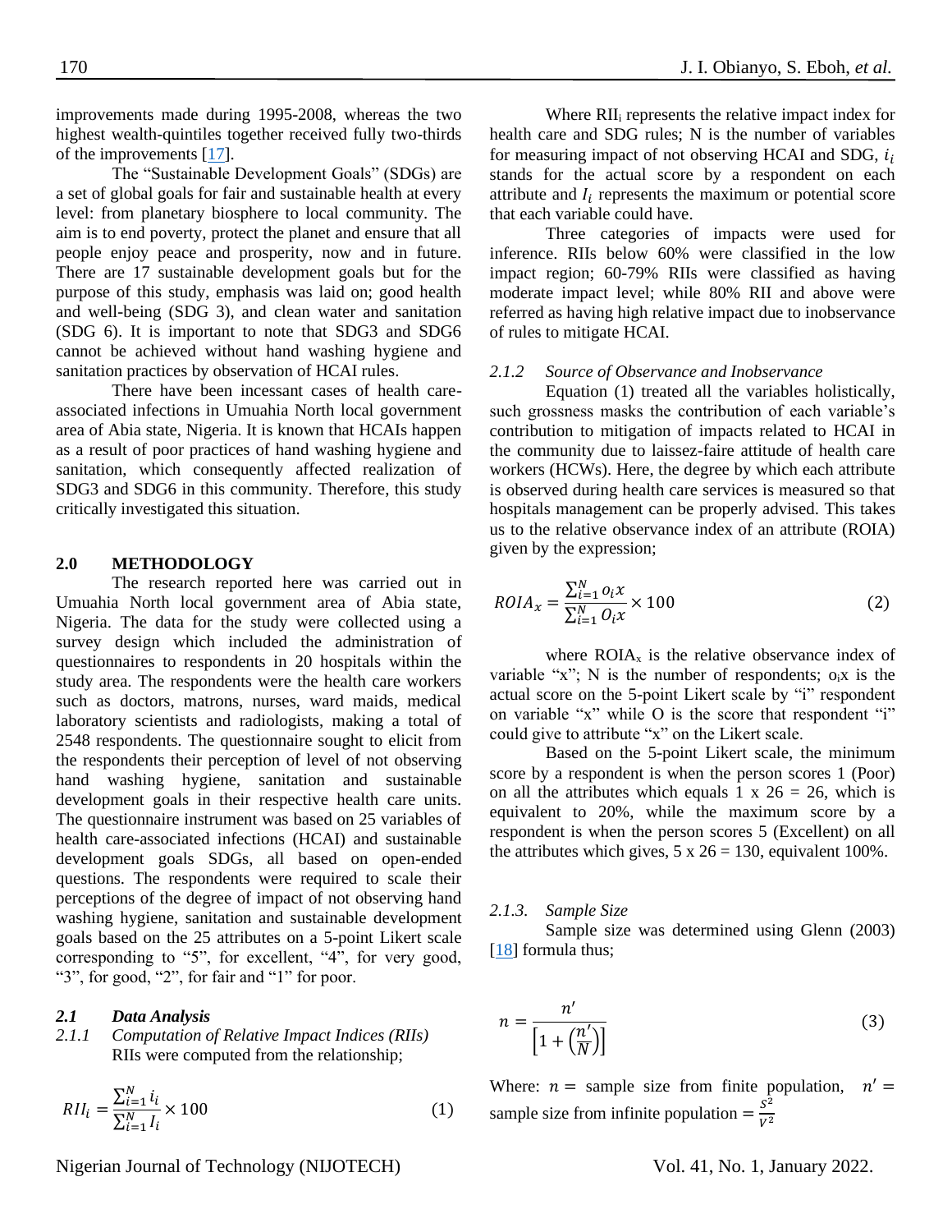improvements made during 1995-2008, whereas the two highest wealth-quintiles together received fully two-thirds of the improvements [17].

The "Sustainable Development Goals" (SDGs) are a set of global goals for fair and sustainable health at every level: from planetary biosphere to local community. The aim is to end poverty, protect the planet and ensure that all people enjoy peace and prosperity, now and in future. There are 17 sustainable development goals but for the purpose of this study, emphasis was laid on; good health and well-being (SDG 3), and clean water and sanitation (SDG 6). It is important to note that SDG3 and SDG6 cannot be achieved without hand washing hygiene and sanitation practices by observation of HCAI rules.

There have been incessant cases of health care-associated infections in Umuahia North local government area of Abia state, Nigeria. It is known that HCAIs happen as a result of poor practices of hand washing hygiene and sanitation, which consequently affected realization of SDG3 and SDG6 in this community. Therefore, this study critically investigated this situation.

## 2.0 METHODOLOGY

The research reported here was carried out in Umuahia North local government area of Abia state, Nigeria. The data for the study were collected using a survey design which included the administration of questionnaires to respondents in 20 hospitals within the study area. The respondents were the health care workers such as doctors, matrons, nurses, ward maids, medical laboratory scientists and radiologists, making a total of 2548 respondents. The questionnaire sought to elicit from the respondents their perception of level of not observing hand washing hygiene, sanitation and sustainable development goals in their respective health care units. The questionnaire instrument was based on 25 variables of health care-associated infections (HCAI) and sustainable development goals SDGs, all based on open-ended questions. The respondents were required to scale their perceptions of the degree of impact of not observing hand washing hygiene, sanitation and sustainable development goals based on the 25 attributes on a 5-point Likert scale corresponding to "5", for excellent, "4", for very good, "3", for good, "2", for fair and "1" for poor.

### *2.1 Data Analysis*

#### *2.1.1 Computation of Relative Impact Indices (RIIs)*

RIIs were computed from the relationship;

$$RII_i = \frac{\sum_{i=1}^{N} i_i}{\sum_{i=1}^{N} I_i} \times 100 \tag{1}$$

Where $RII_i$ represents the relative impact index for health care and SDG rules; N is the number of variables for measuring impact of not observing HCAI and SDG, $i_i$ stands for the actual score by a respondent on each attribute and $I_i$ represents the maximum or potential score that each variable could have.

Three categories of impacts were used for inference. RIIs below 60% were classified in the low impact region; 60-79% RIIs were classified as having moderate impact level; while 80% RII and above were referred as having high relative impact due to inobservance of rules to mitigate HCAI.

#### *2.1.2 Source of Observance and Inobservance*

Equation (1) treated all the variables holistically, such grossness masks the contribution of each variable's contribution to mitigation of impacts related to HCAI in the community due to laissez-faire attitude of health care workers (HCWs). Here, the degree by which each attribute is observed during health care services is measured so that hospitals management can be properly advised. This takes us to the relative observance index of an attribute (ROIA) given by the expression;

$$ROIA_x = \frac{\sum_{i=1}^{N} o_i x}{\sum_{i=1}^{N} O_i x} \times 100 \tag{2}$$

where $ROIA_x$ is the relative observance index of variable "x"; N is the number of respondents; $o_i x$ is the actual score on the 5-point Likert scale by "i" respondent on variable "x" while O is the score that respondent "i" could give to attribute "x" on the Likert scale.

Based on the 5-point Likert scale, the minimum score by a respondent is when the person scores 1 (Poor) on all the attributes which equals 1 x 26 = 26, which is equivalent to 20%, while the maximum score by a respondent is when the person scores 5 (Excellent) on all the attributes which gives, 5 x 26 = 130, equivalent 100%.

#### *2.1.3. Sample Size*

Sample size was determined using Glenn (2003) [18] formula thus;

$$n = \frac{n'}{\left[1 + \left(\frac{n'}{N}\right)\right]} \tag{3}$$

Where: $n =$ sample size from finite population, $n' =$ sample size from infinite population $= \frac{S^2}{V^2}$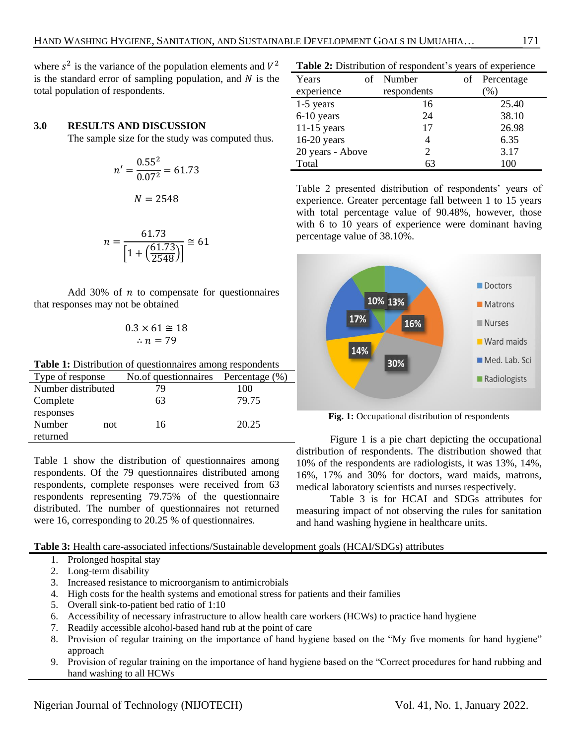where $s^2$ is the variance of the population elements and $V^2$ is the standard error of sampling population, and $N$ is the total population of respondents.

## 3.0 RESULTS AND DISCUSSION

The sample size for the study was computed thus.

$$n' = \frac{0.55^2}{0.07^2} = 61.73$$

$$N = 2548$$

$$n = \frac{61.73}{\left[1 + \left(\frac{61.73}{2548}\right)\right]} \cong 61$$

Add 30% of $n$ to compensate for questionnaires that responses may not be obtained

$$0.3 \times 61 \cong 18$$
$$\therefore n = 79$$

**Table 1:** Distribution of questionnaires among respondents

| Type of response | No.of questionnaires | Percentage (%) |
|---|---|---|
| Number distributed | 79 | 100 |
| Complete responses | 63 | 79.75 |
| Number not returned | 16 | 20.25 |

Table 1 show the distribution of questionnaires among respondents. Of the 79 questionnaires distributed among respondents, complete responses were received from 63 respondents representing 79.75% of the questionnaire distributed. The number of questionnaires not returned were 16, corresponding to 20.25 % of questionnaires.

**Table 2:** Distribution of respondent's years of experience

| Years of experience | Number of respondents | Percentage (%) |
|---|---|---|
| 1-5 years | 16 | 25.40 |
| 6-10 years | 24 | 38.10 |
| 11-15 years | 17 | 26.98 |
| 16-20 years | 4 | 6.35 |
| 20 years - Above | 2 | 3.17 |
| Total | 63 | 100 |

Table 2 presented distribution of respondents' years of experience. Greater percentage fall between 1 to 15 years with total percentage value of 90.48%, however, those with 6 to 10 years of experience were dominant having percentage value of 38.10%.

**Fig. 1:** Occupational distribution of respondents

Figure 1 is a pie chart depicting the occupational distribution of respondents. The distribution showed that 10% of the respondents are radiologists, it was 13%, 14%, 16%, 17% and 30% for doctors, ward maids, matrons, medical laboratory scientists and nurses respectively.

Table 3 is for HCAI and SDGs attributes for measuring impact of not observing the rules for sanitation and hand washing hygiene in healthcare units.

**Table 3:** Health care-associated infections/Sustainable development goals (HCAI/SDGs) attributes

1. Prolonged hospital stay
2. Long-term disability
3. Increased resistance to microorganism to antimicrobials
4. High costs for the health systems and emotional stress for patients and their families
5. Overall sink-to-patient bed ratio of 1:10
6. Accessibility of necessary infrastructure to allow health care workers (HCWs) to practice hand hygiene
7. Readily accessible alcohol-based hand rub at the point of care
8. Provision of regular training on the importance of hand hygiene based on the "My five moments for hand hygiene" approach
9. Provision of regular training on the importance of hand hygiene based on the "Correct procedures for hand rubbing and hand washing to all HCWs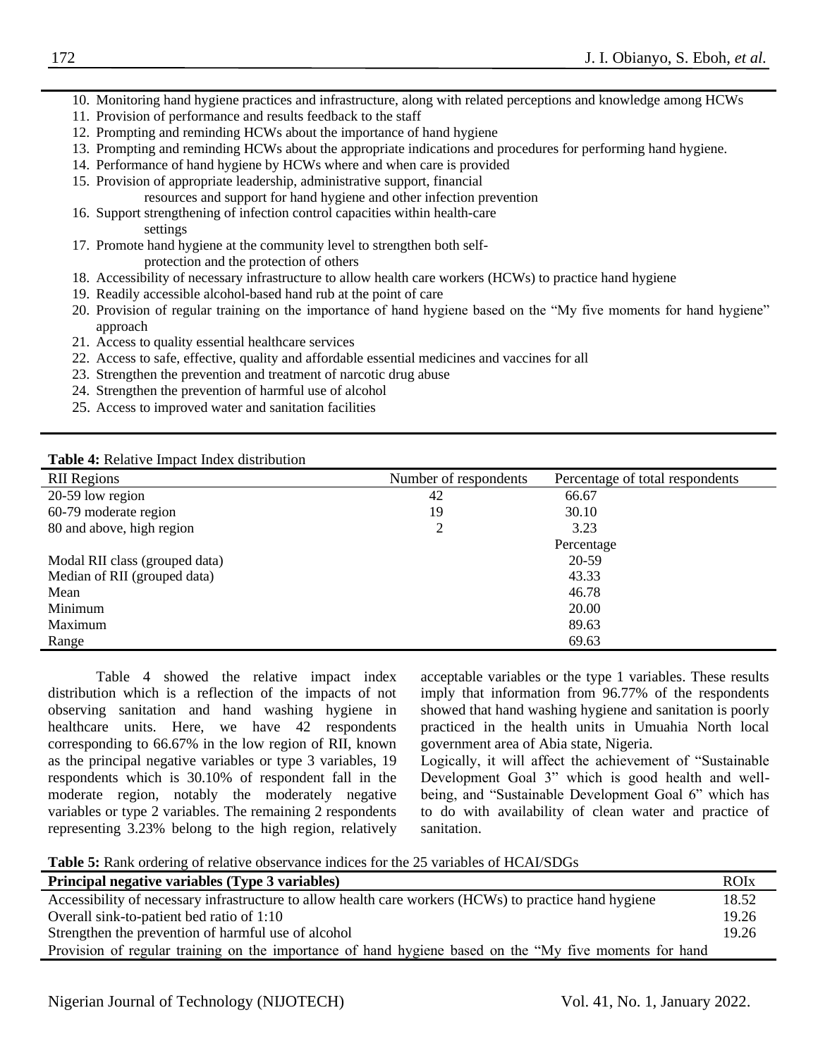10. Monitoring hand hygiene practices and infrastructure, along with related perceptions and knowledge among HCWs
11. Provision of performance and results feedback to the staff
12. Prompting and reminding HCWs about the importance of hand hygiene
13. Prompting and reminding HCWs about the appropriate indications and procedures for performing hand hygiene.
14. Performance of hand hygiene by HCWs where and when care is provided
15. Provision of appropriate leadership, administrative support, financial resources and support for hand hygiene and other infection prevention
16. Support strengthening of infection control capacities within health-care settings
17. Promote hand hygiene at the community level to strengthen both self-protection and the protection of others
18. Accessibility of necessary infrastructure to allow health care workers (HCWs) to practice hand hygiene
19. Readily accessible alcohol-based hand rub at the point of care
20. Provision of regular training on the importance of hand hygiene based on the "My five moments for hand hygiene" approach
21. Access to quality essential healthcare services
22. Access to safe, effective, quality and affordable essential medicines and vaccines for all
23. Strengthen the prevention and treatment of narcotic drug abuse
24. Strengthen the prevention of harmful use of alcohol
25. Access to improved water and sanitation facilities

**Table 4:** Relative Impact Index distribution

| RII Regions | Number of respondents | Percentage of total respondents |
|---|---|---|
| 20-59 low region | 42 | 66.67 |
| 60-79 moderate region | 19 | 30.10 |
| 80 and above, high region | 2 | 3.23 |
| | | Percentage |
| Modal RII class (grouped data) | | 20-59 |
| Median of RII (grouped data) | | 43.33 |
| Mean | | 46.78 |
| Minimum | | 20.00 |
| Maximum | | 89.63 |
| Range | | 69.63 |

Table 4 showed the relative impact index distribution which is a reflection of the impacts of not observing sanitation and hand washing hygiene in healthcare units. Here, we have 42 respondents corresponding to 66.67% in the low region of RII, known as the principal negative variables or type 3 variables, 19 respondents which is 30.10% of respondent fall in the moderate region, notably the moderately negative variables or type 2 variables. The remaining 2 respondents representing 3.23% belong to the high region, relatively acceptable variables or the type 1 variables. These results imply that information from 96.77% of the respondents showed that hand washing hygiene and sanitation is poorly practiced in the health units in Umuahia North local government area of Abia state, Nigeria.

Logically, it will affect the achievement of "Sustainable Development Goal 3" which is good health and well-being, and "Sustainable Development Goal 6" which has to do with availability of clean water and practice of sanitation.

**Table 5:** Rank ordering of relative observance indices for the 25 variables of HCAI/SDGs

| **Principal negative variables (Type 3 variables)** | ROIx |
|---|---|
| Accessibility of necessary infrastructure to allow health care workers (HCWs) to practice hand hygiene | 18.52 |
| Overall sink-to-patient bed ratio of 1:10 | 19.26 |
| Strengthen the prevention of harmful use of alcohol | 19.26 |
| Provision of regular training on the importance of hand hygiene based on the "My five moments for hand | |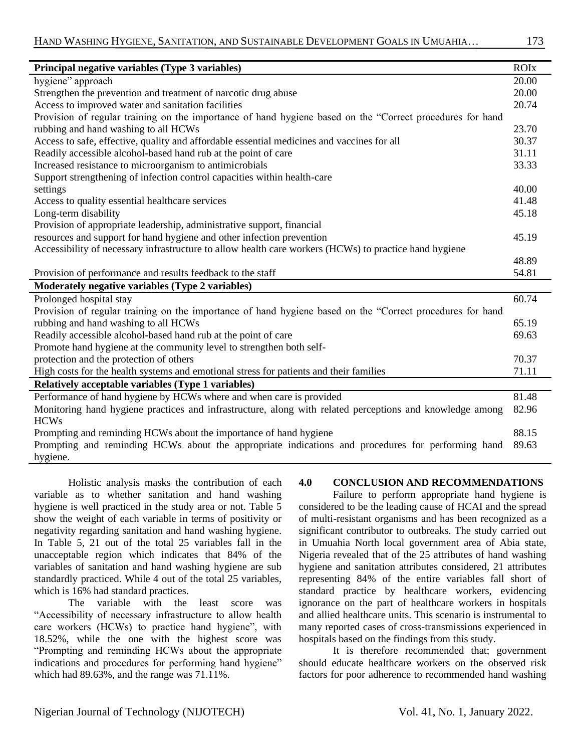| Principal negative variables (Type 3 variables) | ROIx |
|---|---|
| hygiene" approach | 20.00 |
| Strengthen the prevention and treatment of narcotic drug abuse | 20.00 |
| Access to improved water and sanitation facilities | 20.74 |
| Provision of regular training on the importance of hand hygiene based on the "Correct procedures for hand rubbing and hand washing to all HCWs | 23.70 |
| Access to safe, effective, quality and affordable essential medicines and vaccines for all | 30.37 |
| Readily accessible alcohol-based hand rub at the point of care | 31.11 |
| Increased resistance to microorganism to antimicrobials | 33.33 |
| Support strengthening of infection control capacities within health-care settings | 40.00 |
| Access to quality essential healthcare services | 41.48 |
| Long-term disability | 45.18 |
| Provision of appropriate leadership, administrative support, financial resources and support for hand hygiene and other infection prevention | 45.19 |
| Accessibility of necessary infrastructure to allow health care workers (HCWs) to practice hand hygiene | 48.89 |
| Provision of performance and results feedback to the staff | 54.81 |
| **Moderately negative variables (Type 2 variables)** | |
| Prolonged hospital stay | 60.74 |
| Provision of regular training on the importance of hand hygiene based on the "Correct procedures for hand rubbing and hand washing to all HCWs | 65.19 |
| Readily accessible alcohol-based hand rub at the point of care | 69.63 |
| Promote hand hygiene at the community level to strengthen both self-protection and the protection of others | 70.37 |
| High costs for the health systems and emotional stress for patients and their families | 71.11 |
| **Relatively acceptable variables (Type 1 variables)** | |
| Performance of hand hygiene by HCWs where and when care is provided | 81.48 |
| Monitoring hand hygiene practices and infrastructure, along with related perceptions and knowledge among HCWs | 82.96 |
| Prompting and reminding HCWs about the importance of hand hygiene | 88.15 |
| Prompting and reminding HCWs about the appropriate indications and procedures for performing hand hygiene. | 89.63 |

Holistic analysis masks the contribution of each variable as to whether sanitation and hand washing hygiene is well practiced in the study area or not. Table 5 show the weight of each variable in terms of positivity or negativity regarding sanitation and hand washing hygiene. In Table 5, 21 out of the total 25 variables fall in the unacceptable region which indicates that 84% of the variables of sanitation and hand washing hygiene are sub standardly practiced. While 4 out of the total 25 variables, which is 16% had standard practices.

The variable with the least score was "Accessibility of necessary infrastructure to allow health care workers (HCWs) to practice hand hygiene", with 18.52%, while the one with the highest score was "Prompting and reminding HCWs about the appropriate indications and procedures for performing hand hygiene" which had 89.63%, and the range was 71.11%.

## 4.0 CONCLUSION AND RECOMMENDATIONS

Failure to perform appropriate hand hygiene is considered to be the leading cause of HCAI and the spread of multi-resistant organisms and has been recognized as a significant contributor to outbreaks. The study carried out in Umuahia North local government area of Abia state, Nigeria revealed that of the 25 attributes of hand washing hygiene and sanitation attributes considered, 21 attributes representing 84% of the entire variables fall short of standard practice by healthcare workers, evidencing ignorance on the part of healthcare workers in hospitals and allied healthcare units. This scenario is instrumental to many reported cases of cross-transmissions experienced in hospitals based on the findings from this study.

It is therefore recommended that; government should educate healthcare workers on the observed risk factors for poor adherence to recommended hand washing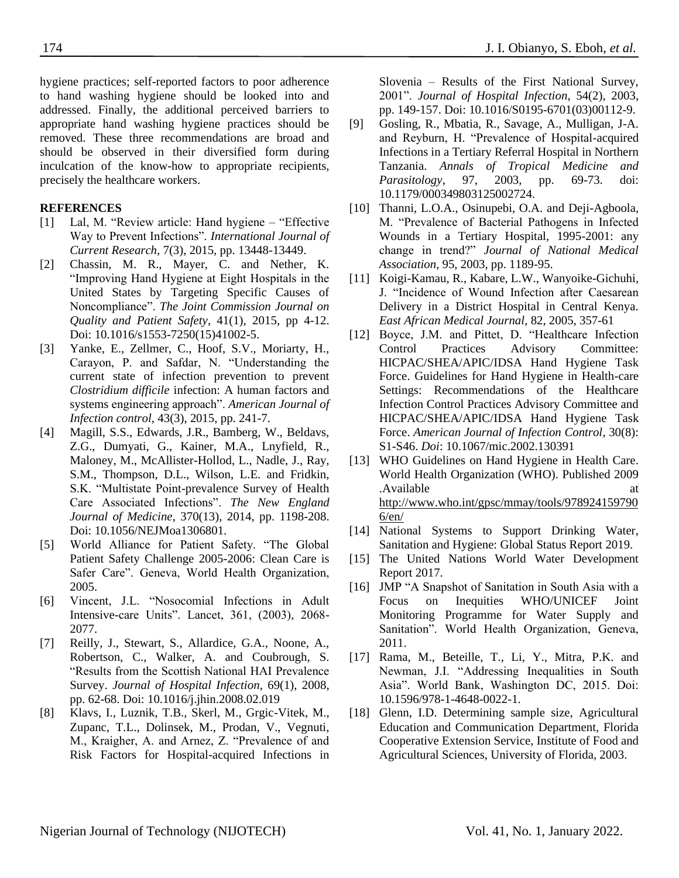hygiene practices; self-reported factors to poor adherence to hand washing hygiene should be looked into and addressed. Finally, the additional perceived barriers to appropriate hand washing hygiene practices should be removed. These three recommendations are broad and should be observed in their diversified form during inculcation of the know-how to appropriate recipients, precisely the healthcare workers.

**REFERENCES**

[1] Lal, M. "Review article: Hand hygiene – "Effective Way to Prevent Infections". *International Journal of Current Research*, 7(3), 2015, pp. 13448-13449.

[2] Chassin, M. R., Mayer, C. and Nether, K. "Improving Hand Hygiene at Eight Hospitals in the United States by Targeting Specific Causes of Noncompliance". *The Joint Commission Journal on Quality and Patient Safety*, 41(1), 2015, pp 4-12. Doi: 10.1016/s1553-7250(15)41002-5.

[3] Yanke, E., Zellmer, C., Hoof, S.V., Moriarty, H., Carayon, P. and Safdar, N. "Understanding the current state of infection prevention to prevent *Clostridium difficile* infection: A human factors and systems engineering approach". *American Journal of Infection control*, 43(3), 2015, pp. 241-7.

[4] Magill, S.S., Edwards, J.R., Bamberg, W., Beldavs, Z.G., Dumyati, G., Kainer, M.A., Lnyfield, R., Maloney, M., McAllister-Hollod, L., Nadle, J., Ray, S.M., Thompson, D.L., Wilson, L.E. and Fridkin, S.K. "Multistate Point-prevalence Survey of Health Care Associated Infections". *The New England Journal of Medicine*, 370(13), 2014, pp. 1198-208. Doi: 10.1056/NEJMoa1306801.

[5] World Alliance for Patient Safety. "The Global Patient Safety Challenge 2005-2006: Clean Care is Safer Care". Geneva, World Health Organization, 2005.

[6] Vincent, J.L. "Nosocomial Infections in Adult Intensive-care Units". Lancet, 361, (2003), 2068-2077.

[7] Reilly, J., Stewart, S., Allardice, G.A., Noone, A., Robertson, C., Walker, A. and Coubrough, S. "Results from the Scottish National HAI Prevalence Survey. *Journal of Hospital Infection*, 69(1), 2008, pp. 62-68. Doi: 10.1016/j.jhin.2008.02.019

[8] Klavs, I., Luznik, T.B., Skerl, M., Grgic-Vitek, M., Zupanc, T.L., Dolinsek, M., Prodan, V., Vegnuti, M., Kraigher, A. and Arnez, Z. "Prevalence of and Risk Factors for Hospital-acquired Infections in Slovenia – Results of the First National Survey, 2001". *Journal of Hospital Infection*, 54(2), 2003, pp. 149-157. Doi: 10.1016/S0195-6701(03)00112-9.

[9] Gosling, R., Mbatia, R., Savage, A., Mulligan, J-A. and Reyburn, H. "Prevalence of Hospital-acquired Infections in a Tertiary Referral Hospital in Northern Tanzania. *Annals of Tropical Medicine and Parasitology*, 97, 2003, pp. 69-73. doi: 10.1179/000349803125002724.

[10] Thanni, L.O.A., Osinupebi, O.A. and Deji-Agboola, M. "Prevalence of Bacterial Pathogens in Infected Wounds in a Tertiary Hospital, 1995-2001: any change in trend?" *Journal of National Medical Association*, 95, 2003, pp. 1189-95.

[11] Koigi-Kamau, R., Kabare, L.W., Wanyoike-Gichuhi, J. "Incidence of Wound Infection after Caesarean Delivery in a District Hospital in Central Kenya. *East African Medical Journal*, 82, 2005, 357-61

[12] Boyce, J.M. and Pittet, D. "Healthcare Infection Control Practices Advisory Committee: HICPAC/SHEA/APIC/IDSA Hand Hygiene Task Force. Guidelines for Hand Hygiene in Health-care Settings: Recommendations of the Healthcare Infection Control Practices Advisory Committee and HICPAC/SHEA/APIC/IDSA Hand Hygiene Task Force. *American Journal of Infection Control*, 30(8): S1-S46. *Doi*: 10.1067/mic.2002.130391

[13] WHO Guidelines on Hand Hygiene in Health Care. World Health Organization (WHO). Published 2009 .Available at http://www.who.int/gpsc/mmay/tools/9789241597906/en/

[14] National Systems to Support Drinking Water, Sanitation and Hygiene: Global Status Report 2019.

[15] The United Nations World Water Development Report 2017.

[16] JMP "A Snapshot of Sanitation in South Asia with a Focus on Inequities WHO/UNICEF Joint Monitoring Programme for Water Supply and Sanitation". World Health Organization, Geneva, 2011.

[17] Rama, M., Beteille, T., Li, Y., Mitra, P.K. and Newman, J.I. "Addressing Inequalities in South Asia". World Bank, Washington DC, 2015. Doi: 10.1596/978-1-4648-0022-1.

[18] Glenn, I.D. Determining sample size, Agricultural Education and Communication Department, Florida Cooperative Extension Service, Institute of Food and Agricultural Sciences, University of Florida, 2003.